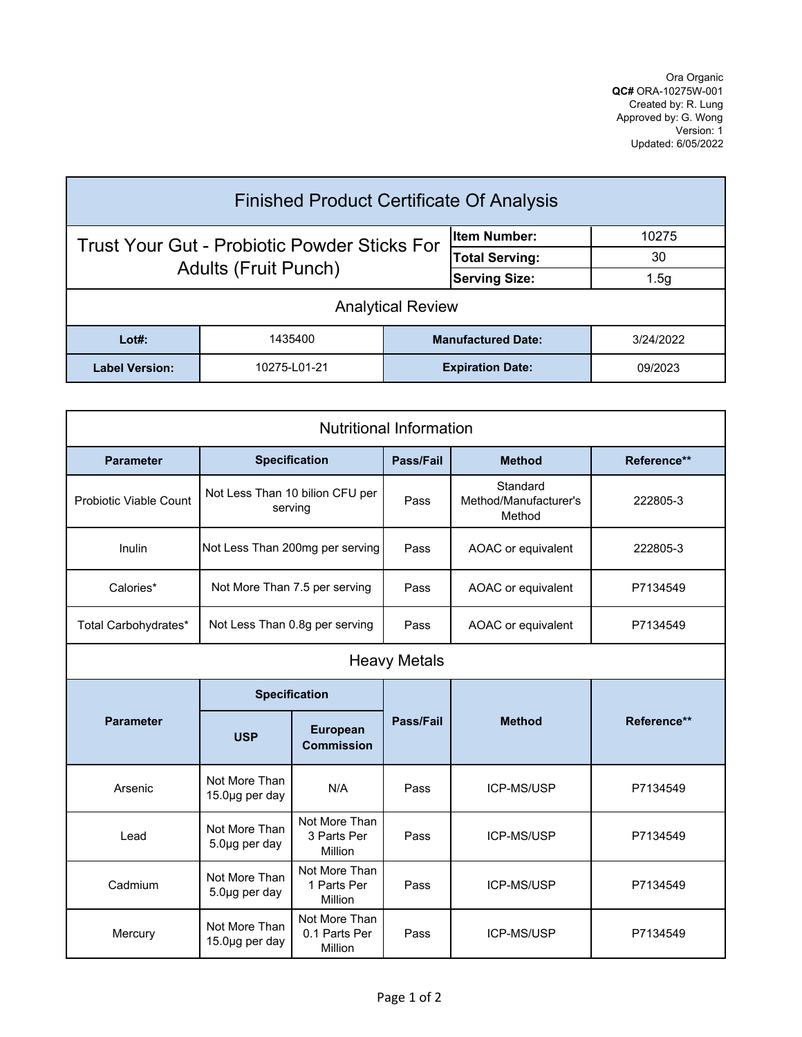Ora Organic
**QC#** ORA-10275W-001
Created by: R. Lung
Approved by: G. Wong
Version: 1
Updated: 6/05/2022

# Finished Product Certificate Of Analysis

## Trust Your Gut - Probiotic Powder Sticks For Adults (Fruit Punch)

| | |
|---|---|
| **Item Number:** | 10275 |
| **Total Serving:** | 30 |
| **Serving Size:** | 1.5g |

## Analytical Review

| **Lot#:** | 1435400 | **Manufactured Date:** | 3/24/2022 |
|---|---|---|---|
| **Label Version:** | 10275-L01-21 | **Expiration Date:** | 09/2023 |

## Nutritional Information

| Parameter | Specification | Pass/Fail | Method | Reference** |
|---|---|---|---|---|
| Probiotic Viable Count | Not Less Than 10 bilion CFU per serving | Pass | Standard Method/Manufacturer's Method | 222805-3 |
| Inulin | Not Less Than 200mg per serving | Pass | AOAC or equivalent | 222805-3 |
| Calories* | Not More Than 7.5 per serving | Pass | AOAC or equivalent | P7134549 |
| Total Carbohydrates* | Not Less Than 0.8g per serving | Pass | AOAC or equivalent | P7134549 |

## Heavy Metals

| Parameter | Specification | | Pass/Fail | Method | Reference** |
|---|---|---|---|---|---|
| | USP | European Commission | | | |
| Arsenic | Not More Than 15.0μg per day | N/A | Pass | ICP-MS/USP | P7134549 |
| Lead | Not More Than 5.0μg per day | Not More Than 3 Parts Per Million | Pass | ICP-MS/USP | P7134549 |
| Cadmium | Not More Than 5.0μg per day | Not More Than 1 Parts Per Million | Pass | ICP-MS/USP | P7134549 |
| Mercury | Not More Than 15.0μg per day | Not More Than 0.1 Parts Per Million | Pass | ICP-MS/USP | P7134549 |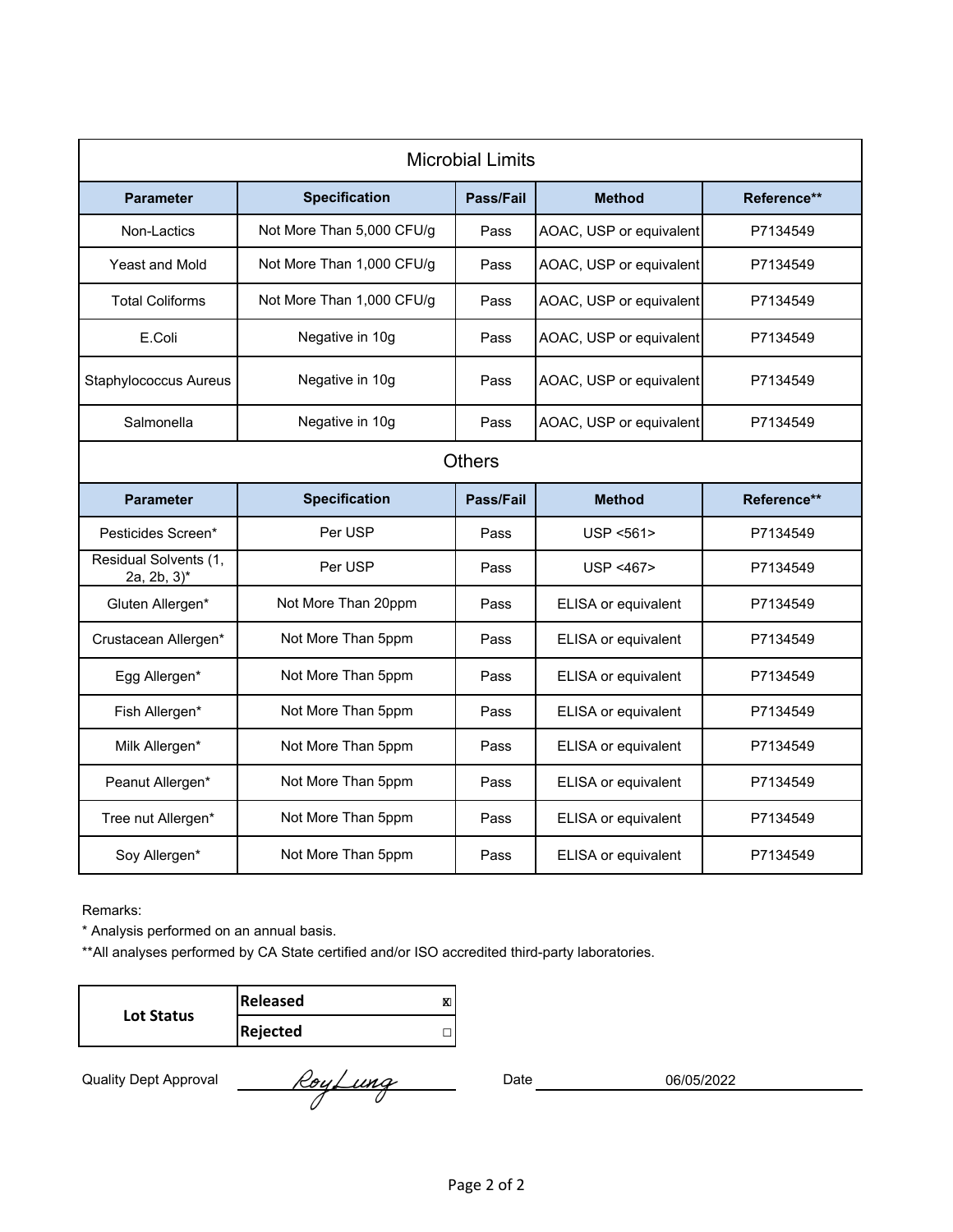| Microbial Limits | | | | |
|---|---|---|---|---|
| **Parameter** | **Specification** | **Pass/Fail** | **Method** | **Reference**** |
| Non-Lactics | Not More Than 5,000 CFU/g | Pass | AOAC, USP or equivalent | P7134549 |
| Yeast and Mold | Not More Than 1,000 CFU/g | Pass | AOAC, USP or equivalent | P7134549 |
| Total Coliforms | Not More Than 1,000 CFU/g | Pass | AOAC, USP or equivalent | P7134549 |
| E.Coli | Negative in 10g | Pass | AOAC, USP or equivalent | P7134549 |
| Staphylococcus Aureus | Negative in 10g | Pass | AOAC, USP or equivalent | P7134549 |
| Salmonella | Negative in 10g | Pass | AOAC, USP or equivalent | P7134549 |

| Others | | | | |
|---|---|---|---|---|
| **Parameter** | **Specification** | **Pass/Fail** | **Method** | **Reference**** |
| Pesticides Screen* | Per USP | Pass | USP <561> | P7134549 |
| Residual Solvents (1, 2a, 2b, 3)* | Per USP | Pass | USP <467> | P7134549 |
| Gluten Allergen* | Not More Than 20ppm | Pass | ELISA or equivalent | P7134549 |
| Crustacean Allergen* | Not More Than 5ppm | Pass | ELISA or equivalent | P7134549 |
| Egg Allergen* | Not More Than 5ppm | Pass | ELISA or equivalent | P7134549 |
| Fish Allergen* | Not More Than 5ppm | Pass | ELISA or equivalent | P7134549 |
| Milk Allergen* | Not More Than 5ppm | Pass | ELISA or equivalent | P7134549 |
| Peanut Allergen* | Not More Than 5ppm | Pass | ELISA or equivalent | P7134549 |
| Tree nut Allergen* | Not More Than 5ppm | Pass | ELISA or equivalent | P7134549 |
| Soy Allergen* | Not More Than 5ppm | Pass | ELISA or equivalent | P7134549 |

Remarks:

* Analysis performed on an annual basis.

**All analyses performed by CA State certified and/or ISO accredited third-party laboratories.

| | | |
|---|---|---|
| **Lot Status** | **Released** | ☒ |
| | **Rejected** | ☐ |

Quality Dept Approval: Roy Lung    Date: 06/05/2022